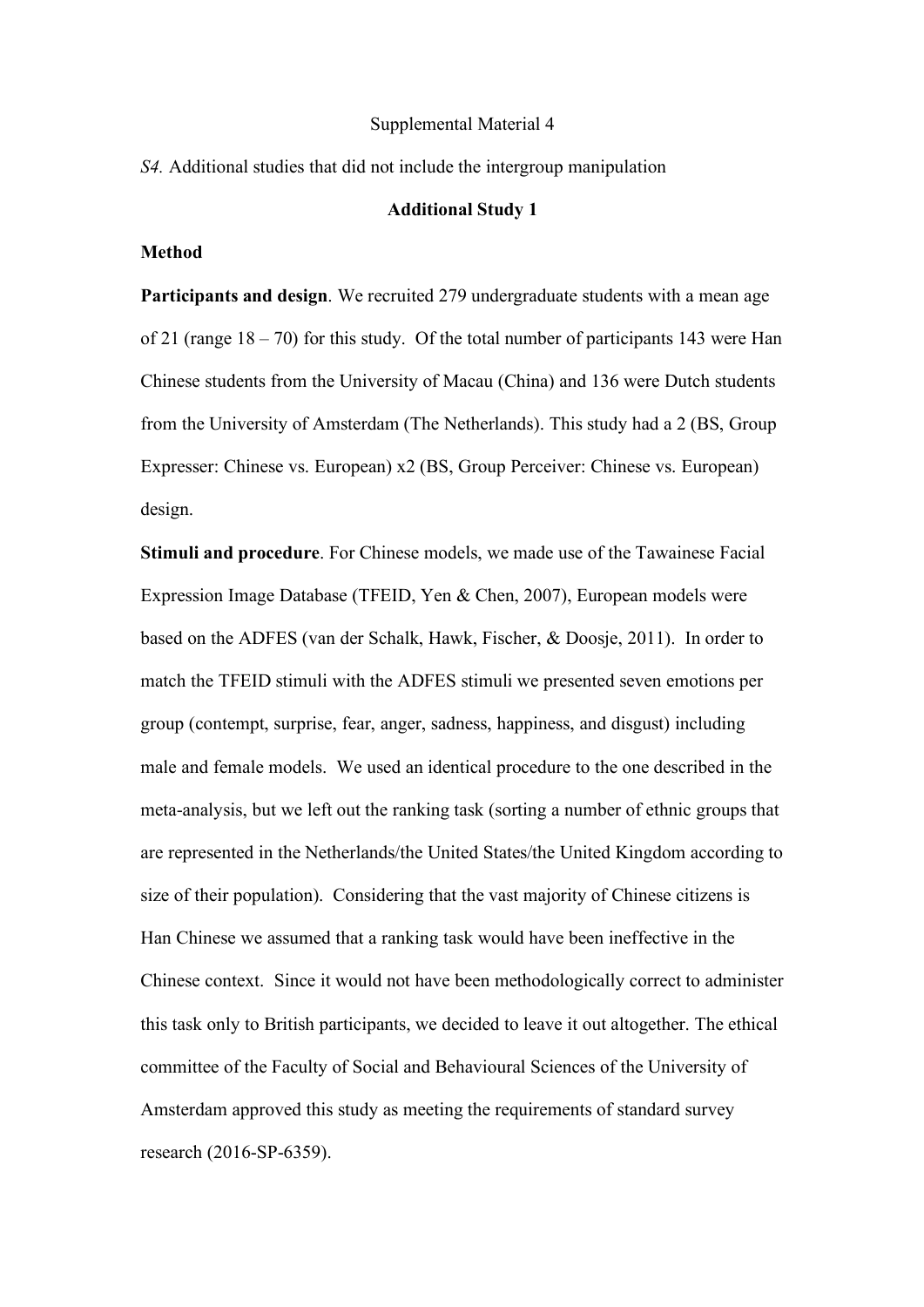Supplemental Material 4

*S4.* Additional studies that did not include the intergroup manipulation

## Additional Study 1

### Method

**Participants and design**. We recruited 279 undergraduate students with a mean age of 21 (range 18 – 70) for this study. Of the total number of participants 143 were Han Chinese students from the University of Macau (China) and 136 were Dutch students from the University of Amsterdam (The Netherlands). This study had a 2 (BS, Group Expresser: Chinese vs. European) x2 (BS, Group Perceiver: Chinese vs. European) design.

**Stimuli and procedure**. For Chinese models, we made use of the Tawainese Facial Expression Image Database (TFEID, Yen & Chen, 2007), European models were based on the ADFES (van der Schalk, Hawk, Fischer, & Doosje, 2011). In order to match the TFEID stimuli with the ADFES stimuli we presented seven emotions per group (contempt, surprise, fear, anger, sadness, happiness, and disgust) including male and female models. We used an identical procedure to the one described in the meta-analysis, but we left out the ranking task (sorting a number of ethnic groups that are represented in the Netherlands/the United States/the United Kingdom according to size of their population). Considering that the vast majority of Chinese citizens is Han Chinese we assumed that a ranking task would have been ineffective in the Chinese context. Since it would not have been methodologically correct to administer this task only to British participants, we decided to leave it out altogether. The ethical committee of the Faculty of Social and Behavioural Sciences of the University of Amsterdam approved this study as meeting the requirements of standard survey research (2016-SP-6359).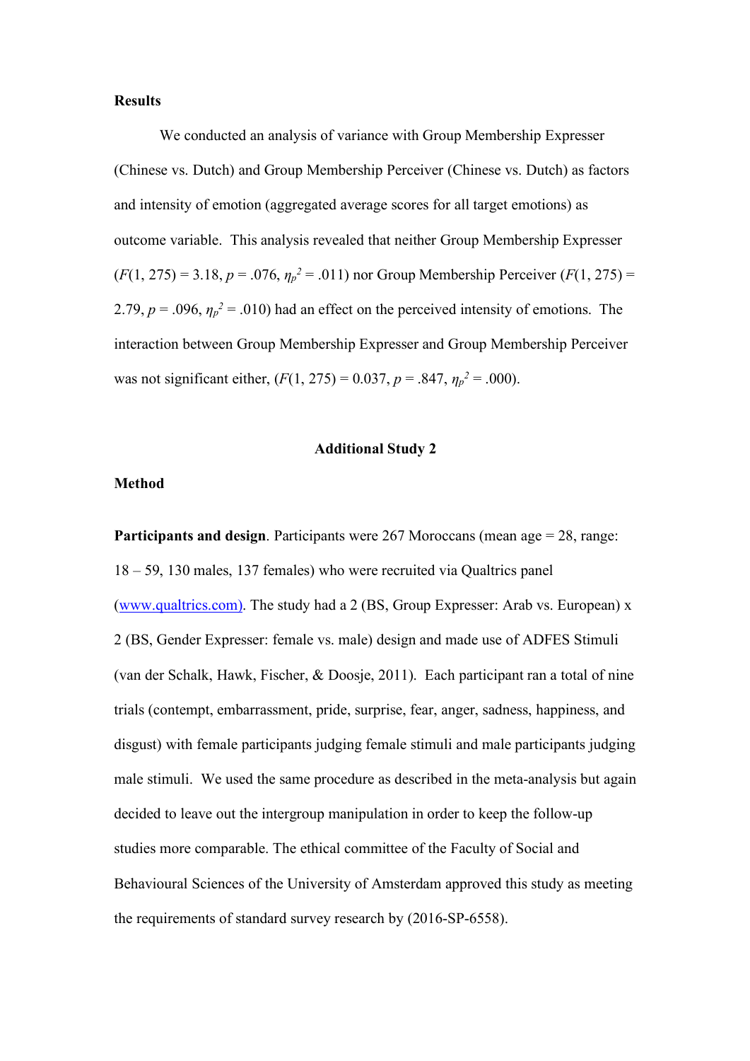**Results**

We conducted an analysis of variance with Group Membership Expresser (Chinese vs. Dutch) and Group Membership Perceiver (Chinese vs. Dutch) as factors and intensity of emotion (aggregated average scores for all target emotions) as outcome variable. This analysis revealed that neither Group Membership Expresser ($F(1, 275) = 3.18$, $p = .076$, $\eta_p^2 = .011$) nor Group Membership Perceiver ($F(1, 275) = 2.79$, $p = .096$, $\eta_p^2 = .010$) had an effect on the perceived intensity of emotions. The interaction between Group Membership Expresser and Group Membership Perceiver was not significant either, ($F(1, 275) = 0.037$, $p = .847$, $\eta_p^2 = .000$).

## Additional Study 2

**Method**

**Participants and design**. Participants were 267 Moroccans (mean age = 28, range: 18 – 59, 130 males, 137 females) who were recruited via Qualtrics panel (www.qualtrics.com). The study had a 2 (BS, Group Expresser: Arab vs. European) x 2 (BS, Gender Expresser: female vs. male) design and made use of ADFES Stimuli (van der Schalk, Hawk, Fischer, & Doosje, 2011). Each participant ran a total of nine trials (contempt, embarrassment, pride, surprise, fear, anger, sadness, happiness, and disgust) with female participants judging female stimuli and male participants judging male stimuli. We used the same procedure as described in the meta-analysis but again decided to leave out the intergroup manipulation in order to keep the follow-up studies more comparable. The ethical committee of the Faculty of Social and Behavioural Sciences of the University of Amsterdam approved this study as meeting the requirements of standard survey research by (2016-SP-6558).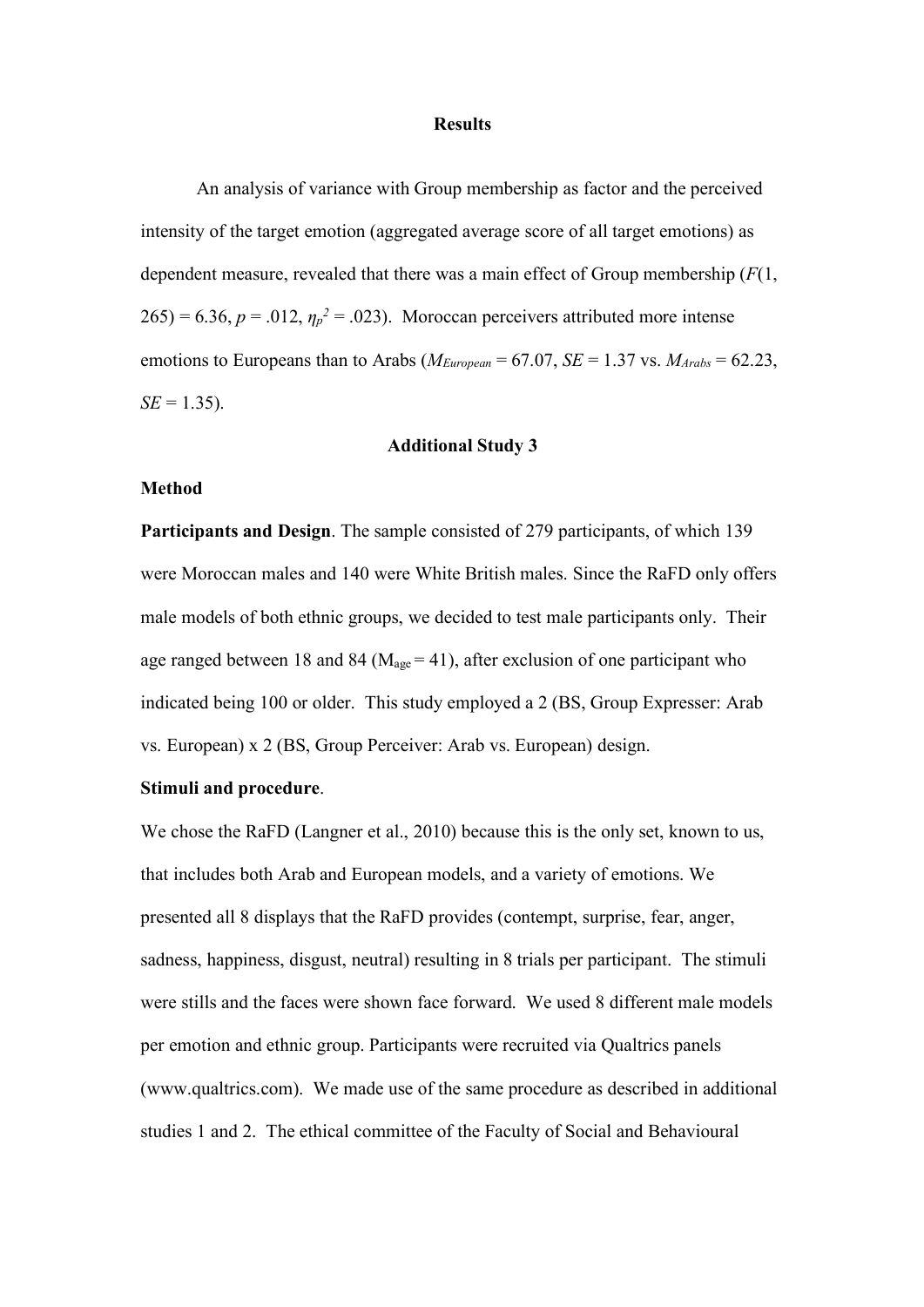## Results

An analysis of variance with Group membership as factor and the perceived intensity of the target emotion (aggregated average score of all target emotions) as dependent measure, revealed that there was a main effect of Group membership ($F$(1, 265) = 6.36, $p$ = .012, $\eta_p^2$ = .023). Moroccan perceivers attributed more intense emotions to Europeans than to Arabs ($M_{European}$ = 67.07, $SE$ = 1.37 vs. $M_{Arabs}$ = 62.23, $SE$ = 1.35).

## Additional Study 3

### Method

**Participants and Design**. The sample consisted of 279 participants, of which 139 were Moroccan males and 140 were White British males. Since the RaFD only offers male models of both ethnic groups, we decided to test male participants only. Their age ranged between 18 and 84 ($M_{age}$ = 41), after exclusion of one participant who indicated being 100 or older. This study employed a 2 (BS, Group Expresser: Arab vs. European) x 2 (BS, Group Perceiver: Arab vs. European) design.

**Stimuli and procedure**.

We chose the RaFD (Langner et al., 2010) because this is the only set, known to us, that includes both Arab and European models, and a variety of emotions. We presented all 8 displays that the RaFD provides (contempt, surprise, fear, anger, sadness, happiness, disgust, neutral) resulting in 8 trials per participant. The stimuli were stills and the faces were shown face forward. We used 8 different male models per emotion and ethnic group. Participants were recruited via Qualtrics panels (www.qualtrics.com). We made use of the same procedure as described in additional studies 1 and 2. The ethical committee of the Faculty of Social and Behavioural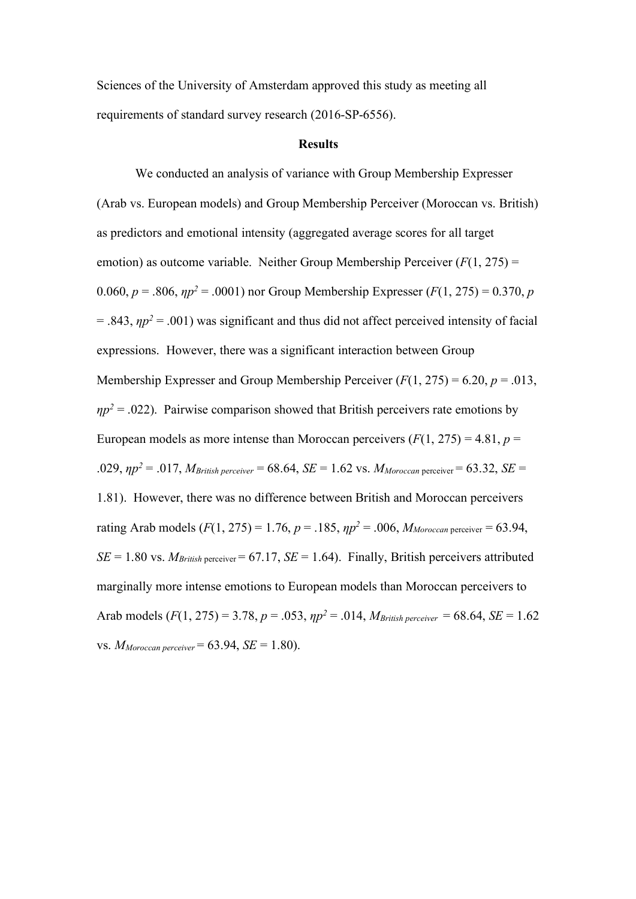Sciences of the University of Amsterdam approved this study as meeting all requirements of standard survey research (2016-SP-6556).

## Results

We conducted an analysis of variance with Group Membership Expresser (Arab vs. European models) and Group Membership Perceiver (Moroccan vs. British) as predictors and emotional intensity (aggregated average scores for all target emotion) as outcome variable. Neither Group Membership Perceiver ($F(1, 275) = 0.060$, $p = .806$, $\eta p^2 = .0001$) nor Group Membership Expresser ($F(1, 275) = 0.370$, $p = .843$, $\eta p^2 = .001$) was significant and thus did not affect perceived intensity of facial expressions. However, there was a significant interaction between Group Membership Expresser and Group Membership Perceiver ($F(1, 275) = 6.20$, $p = .013$, $\eta p^2 = .022$). Pairwise comparison showed that British perceivers rate emotions by European models as more intense than Moroccan perceivers ($F(1, 275) = 4.81$, $p = .029$, $\eta p^2 = .017$, $M_{British\ perceiver} = 68.64$, $SE = 1.62$ vs. $M_{Moroccan\ \mathrm{perceiver}} = 63.32$, $SE = 1.81$). However, there was no difference between British and Moroccan perceivers rating Arab models ($F(1, 275) = 1.76$, $p = .185$, $\eta p^2 = .006$, $M_{Moroccan\ \mathrm{perceiver}} = 63.94$, $SE = 1.80$ vs. $M_{British\ \mathrm{perceiver}} = 67.17$, $SE = 1.64$). Finally, British perceivers attributed marginally more intense emotions to European models than Moroccan perceivers to Arab models ($F(1, 275) = 3.78$, $p = .053$, $\eta p^2 = .014$, $M_{British\ perceiver} = 68.64$, $SE = 1.62$ vs. $M_{Moroccan\ perceiver} = 63.94$, $SE = 1.80$).